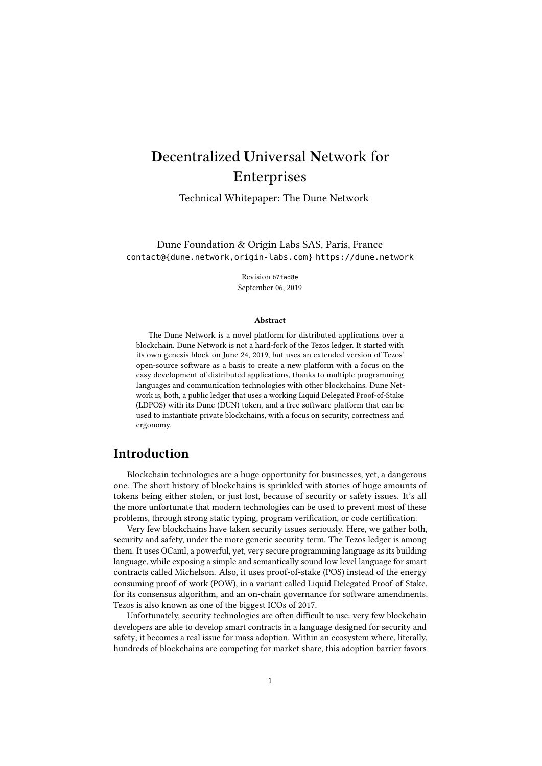# **D**ecentralized **U**niversal **N**etwork for **E**nterprises

Technical Whitepaper: The Dune Network

Dune Foundation & Origin Labs SAS, Paris, France

`contact@{dune.network,origin-labs.com}` `https://dune.network`

Revision `b7fad8e`

September 06, 2019

**Abstract**

The Dune Network is a novel platform for distributed applications over a blockchain. Dune Network is not a hard-fork of the Tezos ledger. It started with its own genesis block on June 24, 2019, but uses an extended version of Tezos' open-source software as a basis to create a new platform with a focus on the easy development of distributed applications, thanks to multiple programming languages and communication technologies with other blockchains. Dune Network is, both, a public ledger that uses a working Liquid Delegated Proof-of-Stake (LDPOS) with its Dune (DUN) token, and a free software platform that can be used to instantiate private blockchains, with a focus on security, correctness and ergonomy.

## Introduction

Blockchain technologies are a huge opportunity for businesses, yet, a dangerous one. The short history of blockchains is sprinkled with stories of huge amounts of tokens being either stolen, or just lost, because of security or safety issues. It's all the more unfortunate that modern technologies can be used to prevent most of these problems, through strong static typing, program verification, or code certification.

Very few blockchains have taken security issues seriously. Here, we gather both, security and safety, under the more generic security term. The Tezos ledger is among them. It uses OCaml, a powerful, yet, very secure programming language as its building language, while exposing a simple and semantically sound low level language for smart contracts called Michelson. Also, it uses proof-of-stake (POS) instead of the energy consuming proof-of-work (POW), in a variant called Liquid Delegated Proof-of-Stake, for its consensus algorithm, and an on-chain governance for software amendments. Tezos is also known as one of the biggest ICOs of 2017.

Unfortunately, security technologies are often difficult to use: very few blockchain developers are able to develop smart contracts in a language designed for security and safety; it becomes a real issue for mass adoption. Within an ecosystem where, literally, hundreds of blockchains are competing for market share, this adoption barrier favors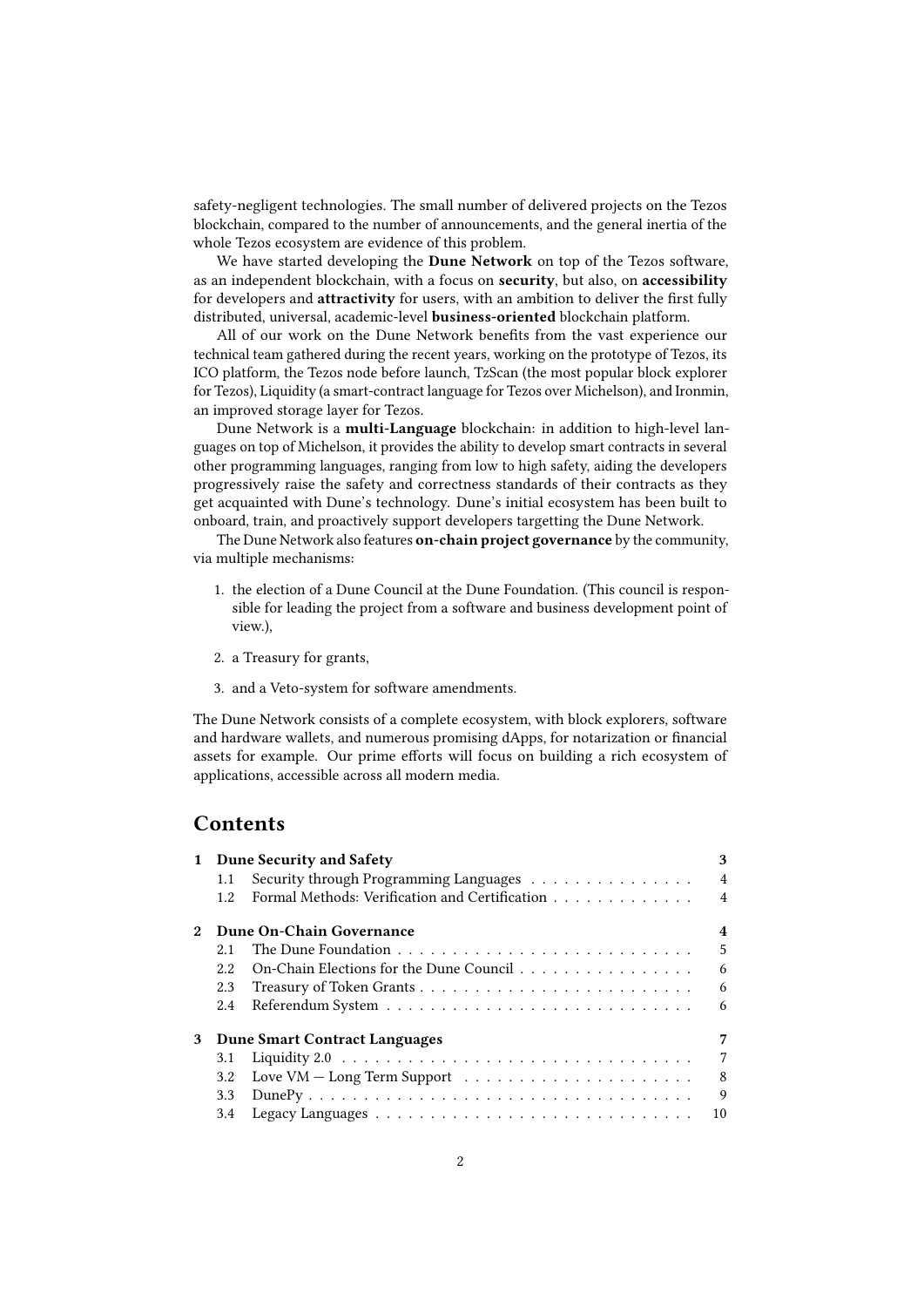safety-negligent technologies. The small number of delivered projects on the Tezos blockchain, compared to the number of announcements, and the general inertia of the whole Tezos ecosystem are evidence of this problem.

We have started developing the **Dune Network** on top of the Tezos software, as an independent blockchain, with a focus on **security**, but also, on **accessibility** for developers and **attractivity** for users, with an ambition to deliver the first fully distributed, universal, academic-level **business-oriented** blockchain platform.

All of our work on the Dune Network benefits from the vast experience our technical team gathered during the recent years, working on the prototype of Tezos, its ICO platform, the Tezos node before launch, TzScan (the most popular block explorer for Tezos), Liquidity (a smart-contract language for Tezos over Michelson), and Ironmin, an improved storage layer for Tezos.

Dune Network is a **multi-Language** blockchain: in addition to high-level languages on top of Michelson, it provides the ability to develop smart contracts in several other programming languages, ranging from low to high safety, aiding the developers progressively raise the safety and correctness standards of their contracts as they get acquainted with Dune's technology. Dune's initial ecosystem has been built to onboard, train, and proactively support developers targetting the Dune Network.

The Dune Network also features **on-chain project governance** by the community, via multiple mechanisms:

1. the election of a Dune Council at the Dune Foundation. (This council is responsible for leading the project from a software and business development point of view.),
2. a Treasury for grants,
3. and a Veto-system for software amendments.

The Dune Network consists of a complete ecosystem, with block explorers, software and hardware wallets, and numerous promising dApps, for notarization or financial assets for example. Our prime efforts will focus on building a rich ecosystem of applications, accessible across all modern media.

## Contents

- **1 Dune Security and Safety** — 3
  - 1.1 Security through Programming Languages — 4
  - 1.2 Formal Methods: Verification and Certification — 4
- **2 Dune On-Chain Governance** — 4
  - 2.1 The Dune Foundation — 5
  - 2.2 On-Chain Elections for the Dune Council — 6
  - 2.3 Treasury of Token Grants — 6
  - 2.4 Referendum System — 6
- **3 Dune Smart Contract Languages** — 7
  - 3.1 Liquidity 2.0 — 7
  - 3.2 Love VM — Long Term Support — 8
  - 3.3 DunePy — 9
  - 3.4 Legacy Languages — 10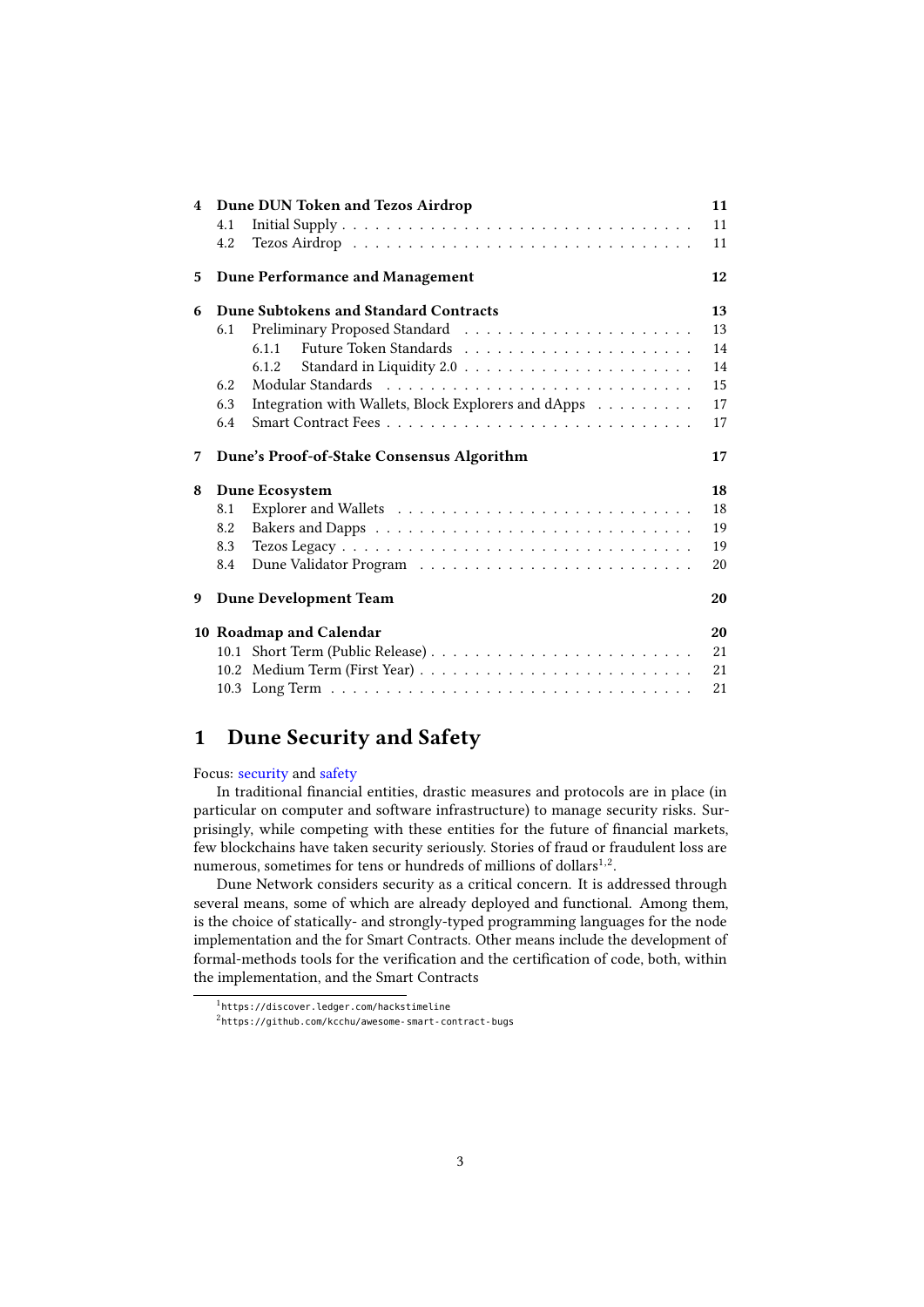| | | |
|---|---|---|
| **4** | **Dune DUN Token and Tezos Airdrop** | **11** |
| 4.1 | Initial Supply | 11 |
| 4.2 | Tezos Airdrop | 11 |
| **5** | **Dune Performance and Management** | **12** |
| **6** | **Dune Subtokens and Standard Contracts** | **13** |
| 6.1 | Preliminary Proposed Standard | 13 |
| 6.1.1 | Future Token Standards | 14 |
| 6.1.2 | Standard in Liquidity 2.0 | 14 |
| 6.2 | Modular Standards | 15 |
| 6.3 | Integration with Wallets, Block Explorers and dApps | 17 |
| 6.4 | Smart Contract Fees | 17 |
| **7** | **Dune's Proof-of-Stake Consensus Algorithm** | **17** |
| **8** | **Dune Ecosystem** | **18** |
| 8.1 | Explorer and Wallets | 18 |
| 8.2 | Bakers and Dapps | 19 |
| 8.3 | Tezos Legacy | 19 |
| 8.4 | Dune Validator Program | 20 |
| **9** | **Dune Development Team** | **20** |
| **10** | **Roadmap and Calendar** | **20** |
| 10.1 | Short Term (Public Release) | 21 |
| 10.2 | Medium Term (First Year) | 21 |
| 10.3 | Long Term | 21 |

# 1 Dune Security and Safety

Focus: security and safety

In traditional financial entities, drastic measures and protocols are in place (in particular on computer and software infrastructure) to manage security risks. Surprisingly, while competing with these entities for the future of financial markets, few blockchains have taken security seriously. Stories of fraud or fraudulent loss are numerous, sometimes for tens or hundreds of millions of dollars[1,2].

Dune Network considers security as a critical concern. It is addressed through several means, some of which are already deployed and functional. Among them, is the choice of statically- and strongly-typed programming languages for the node implementation and the for Smart Contracts. Other means include the development of formal-methods tools for the verification and the certification of code, both, within the implementation, and the Smart Contracts

[1] https://discover.ledger.com/hackstimeline

[2] https://github.com/kcchu/awesome-smart-contract-bugs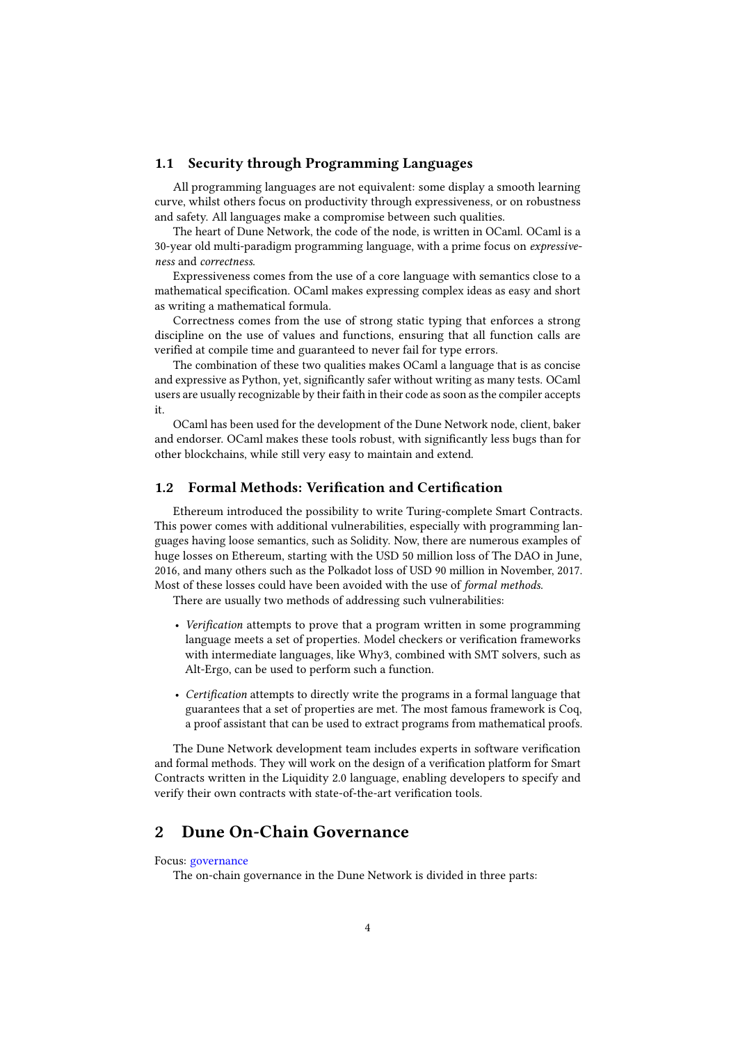### 1.1 Security through Programming Languages

All programming languages are not equivalent: some display a smooth learning curve, whilst others focus on productivity through expressiveness, or on robustness and safety. All languages make a compromise between such qualities.

The heart of Dune Network, the code of the node, is written in OCaml. OCaml is a 30-year old multi-paradigm programming language, with a prime focus on *expressiveness* and *correctness*.

Expressiveness comes from the use of a core language with semantics close to a mathematical specification. OCaml makes expressing complex ideas as easy and short as writing a mathematical formula.

Correctness comes from the use of strong static typing that enforces a strong discipline on the use of values and functions, ensuring that all function calls are verified at compile time and guaranteed to never fail for type errors.

The combination of these two qualities makes OCaml a language that is as concise and expressive as Python, yet, significantly safer without writing as many tests. OCaml users are usually recognizable by their faith in their code as soon as the compiler accepts it.

OCaml has been used for the development of the Dune Network node, client, baker and endorser. OCaml makes these tools robust, with significantly less bugs than for other blockchains, while still very easy to maintain and extend.

### 1.2 Formal Methods: Verification and Certification

Ethereum introduced the possibility to write Turing-complete Smart Contracts. This power comes with additional vulnerabilities, especially with programming languages having loose semantics, such as Solidity. Now, there are numerous examples of huge losses on Ethereum, starting with the USD 50 million loss of The DAO in June, 2016, and many others such as the Polkadot loss of USD 90 million in November, 2017. Most of these losses could have been avoided with the use of *formal methods*.

There are usually two methods of addressing such vulnerabilities:

- *Verification* attempts to prove that a program written in some programming language meets a set of properties. Model checkers or verification frameworks with intermediate languages, like Why3, combined with SMT solvers, such as Alt-Ergo, can be used to perform such a function.
- *Certification* attempts to directly write the programs in a formal language that guarantees that a set of properties are met. The most famous framework is Coq, a proof assistant that can be used to extract programs from mathematical proofs.

The Dune Network development team includes experts in software verification and formal methods. They will work on the design of a verification platform for Smart Contracts written in the Liquidity 2.0 language, enabling developers to specify and verify their own contracts with state-of-the-art verification tools.

## 2 Dune On-Chain Governance

Focus: governance

The on-chain governance in the Dune Network is divided in three parts: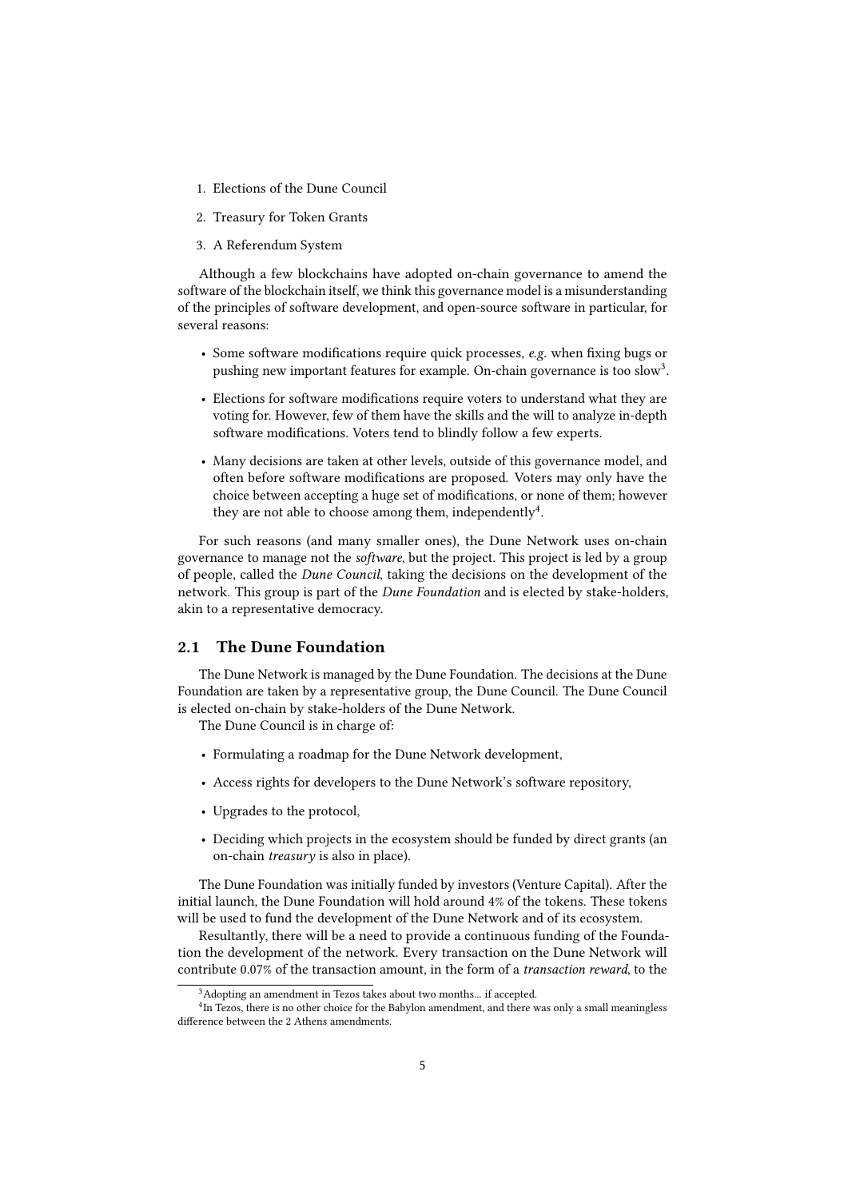1. Elections of the Dune Council
2. Treasury for Token Grants
3. A Referendum System

Although a few blockchains have adopted on-chain governance to amend the software of the blockchain itself, we think this governance model is a misunderstanding of the principles of software development, and open-source software in particular, for several reasons:

- Some software modifications require quick processes, *e.g.* when fixing bugs or pushing new important features for example. On-chain governance is too slow[3].
- Elections for software modifications require voters to understand what they are voting for. However, few of them have the skills and the will to analyze in-depth software modifications. Voters tend to blindly follow a few experts.
- Many decisions are taken at other levels, outside of this governance model, and often before software modifications are proposed. Voters may only have the choice between accepting a huge set of modifications, or none of them; however they are not able to choose among them, independently[4].

For such reasons (and many smaller ones), the Dune Network uses on-chain governance to manage not the *software*, but the project. This project is led by a group of people, called the *Dune Council*, taking the decisions on the development of the network. This group is part of the *Dune Foundation* and is elected by stake-holders, akin to a representative democracy.

## 2.1 The Dune Foundation

The Dune Network is managed by the Dune Foundation. The decisions at the Dune Foundation are taken by a representative group, the Dune Council. The Dune Council is elected on-chain by stake-holders of the Dune Network.

The Dune Council is in charge of:

- Formulating a roadmap for the Dune Network development,
- Access rights for developers to the Dune Network's software repository,
- Upgrades to the protocol,
- Deciding which projects in the ecosystem should be funded by direct grants (an on-chain *treasury* is also in place).

The Dune Foundation was initially funded by investors (Venture Capital). After the initial launch, the Dune Foundation will hold around 4% of the tokens. These tokens will be used to fund the development of the Dune Network and of its ecosystem.

Resultantly, there will be a need to provide a continuous funding of the Foundation the development of the network. Every transaction on the Dune Network will contribute 0.07% of the transaction amount, in the form of a *transaction reward*, to the

[3] Adopting an amendment in Tezos takes about two months... if accepted.

[4] In Tezos, there is no other choice for the Babylon amendment, and there was only a small meaningless difference between the 2 Athens amendments.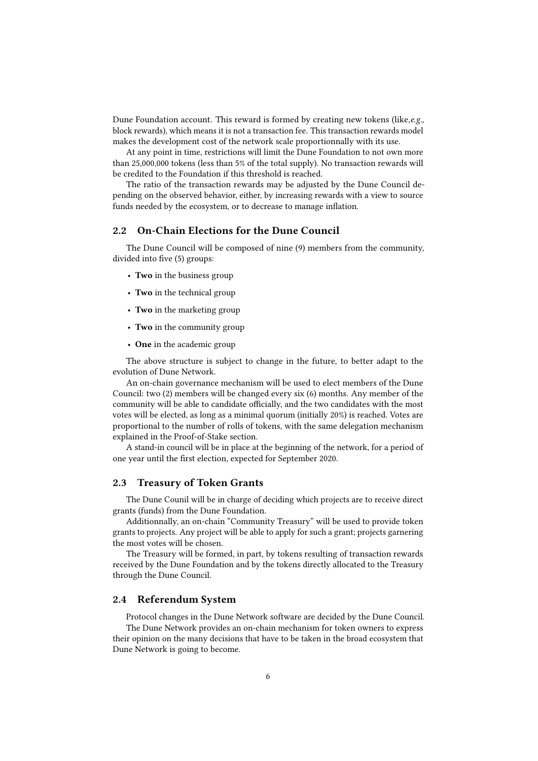Dune Foundation account. This reward is formed by creating new tokens (like,*e.g.*, block rewards), which means it is not a transaction fee. This transaction rewards model makes the development cost of the network scale proportionnally with its use.

At any point in time, restrictions will limit the Dune Foundation to not own more than 25,000,000 tokens (less than 5% of the total supply). No transaction rewards will be credited to the Foundation if this threshold is reached.

The ratio of the transaction rewards may be adjusted by the Dune Council depending on the observed behavior, either, by increasing rewards with a view to source funds needed by the ecosystem, or to decrease to manage inflation.

## 2.2 On-Chain Elections for the Dune Council

The Dune Council will be composed of nine (9) members from the community, divided into five (5) groups:

- **Two** in the business group
- **Two** in the technical group
- **Two** in the marketing group
- **Two** in the community group
- **One** in the academic group

The above structure is subject to change in the future, to better adapt to the evolution of Dune Network.

An on-chain governance mechanism will be used to elect members of the Dune Council: two (2) members will be changed every six (6) months. Any member of the community will be able to candidate officially, and the two candidates with the most votes will be elected, as long as a minimal quorum (initially 20%) is reached. Votes are proportional to the number of rolls of tokens, with the same delegation mechanism explained in the Proof-of-Stake section.

A stand-in council will be in place at the beginning of the network, for a period of one year until the first election, expected for September 2020.

## 2.3 Treasury of Token Grants

The Dune Counil will be in charge of deciding which projects are to receive direct grants (funds) from the Dune Foundation.

Additionnally, an on-chain "Community Treasury" will be used to provide token grants to projects. Any project will be able to apply for such a grant; projects garnering the most votes will be chosen.

The Treasury will be formed, in part, by tokens resulting of transaction rewards received by the Dune Foundation and by the tokens directly allocated to the Treasury through the Dune Council.

## 2.4 Referendum System

Protocol changes in the Dune Network software are decided by the Dune Council.

The Dune Network provides an on-chain mechanism for token owners to express their opinion on the many decisions that have to be taken in the broad ecosystem that Dune Network is going to become.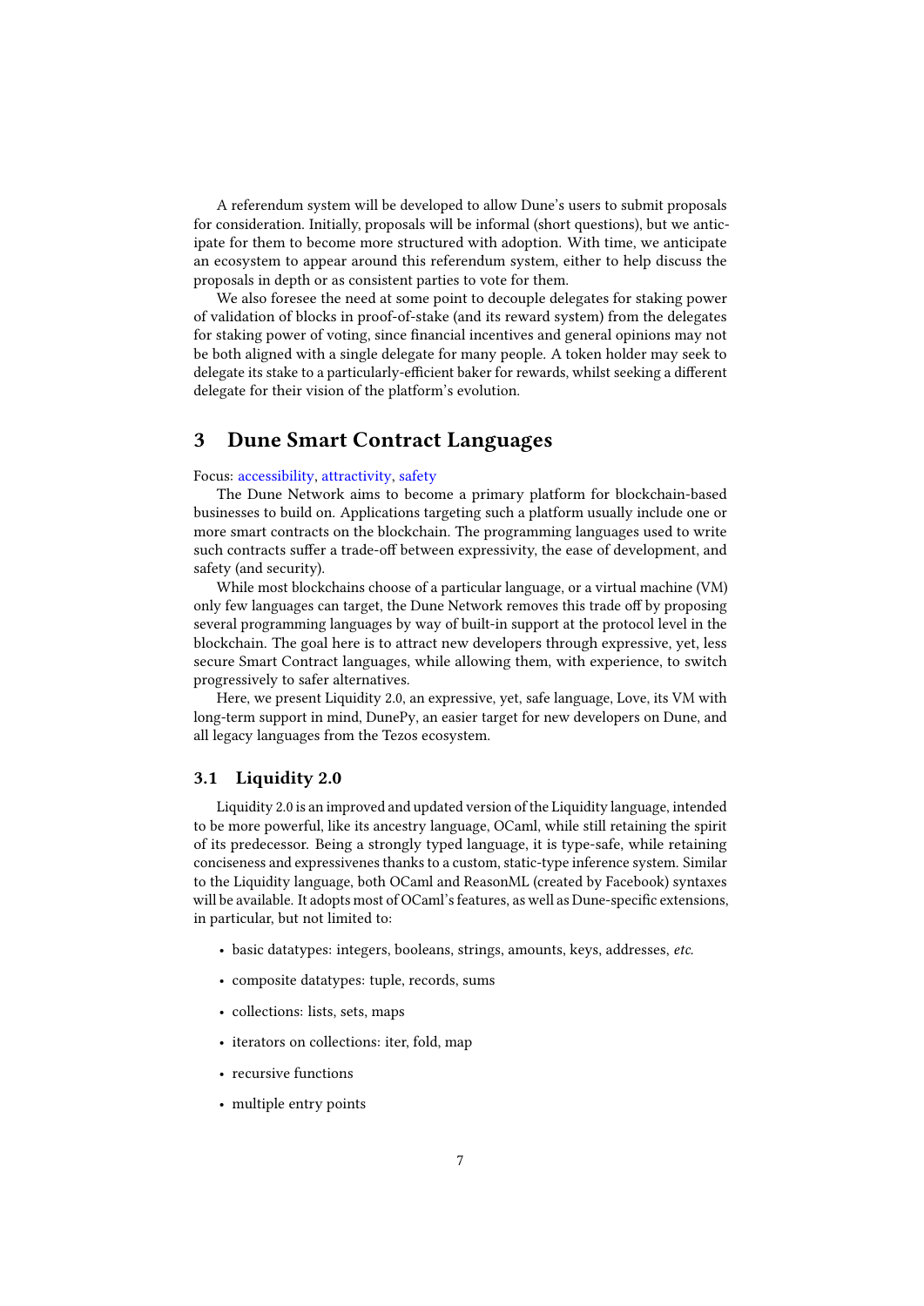A referendum system will be developed to allow Dune's users to submit proposals for consideration. Initially, proposals will be informal (short questions), but we anticipate for them to become more structured with adoption. With time, we anticipate an ecosystem to appear around this referendum system, either to help discuss the proposals in depth or as consistent parties to vote for them.

We also foresee the need at some point to decouple delegates for staking power of validation of blocks in proof-of-stake (and its reward system) from the delegates for staking power of voting, since financial incentives and general opinions may not be both aligned with a single delegate for many people. A token holder may seek to delegate its stake to a particularly-efficient baker for rewards, whilst seeking a different delegate for their vision of the platform's evolution.

## 3 Dune Smart Contract Languages

Focus: accessibility, attractivity, safety

The Dune Network aims to become a primary platform for blockchain-based businesses to build on. Applications targeting such a platform usually include one or more smart contracts on the blockchain. The programming languages used to write such contracts suffer a trade-off between expressivity, the ease of development, and safety (and security).

While most blockchains choose of a particular language, or a virtual machine (VM) only few languages can target, the Dune Network removes this trade off by proposing several programming languages by way of built-in support at the protocol level in the blockchain. The goal here is to attract new developers through expressive, yet, less secure Smart Contract languages, while allowing them, with experience, to switch progressively to safer alternatives.

Here, we present Liquidity 2.0, an expressive, yet, safe language, Love, its VM with long-term support in mind, DunePy, an easier target for new developers on Dune, and all legacy languages from the Tezos ecosystem.

### 3.1 Liquidity 2.0

Liquidity 2.0 is an improved and updated version of the Liquidity language, intended to be more powerful, like its ancestry language, OCaml, while still retaining the spirit of its predecessor. Being a strongly typed language, it is type-safe, while retaining conciseness and expressivenes thanks to a custom, static-type inference system. Similar to the Liquidity language, both OCaml and ReasonML (created by Facebook) syntaxes will be available. It adopts most of OCaml's features, as well as Dune-specific extensions, in particular, but not limited to:

- basic datatypes: integers, booleans, strings, amounts, keys, addresses, *etc.*
- composite datatypes: tuple, records, sums
- collections: lists, sets, maps
- iterators on collections: iter, fold, map
- recursive functions
- multiple entry points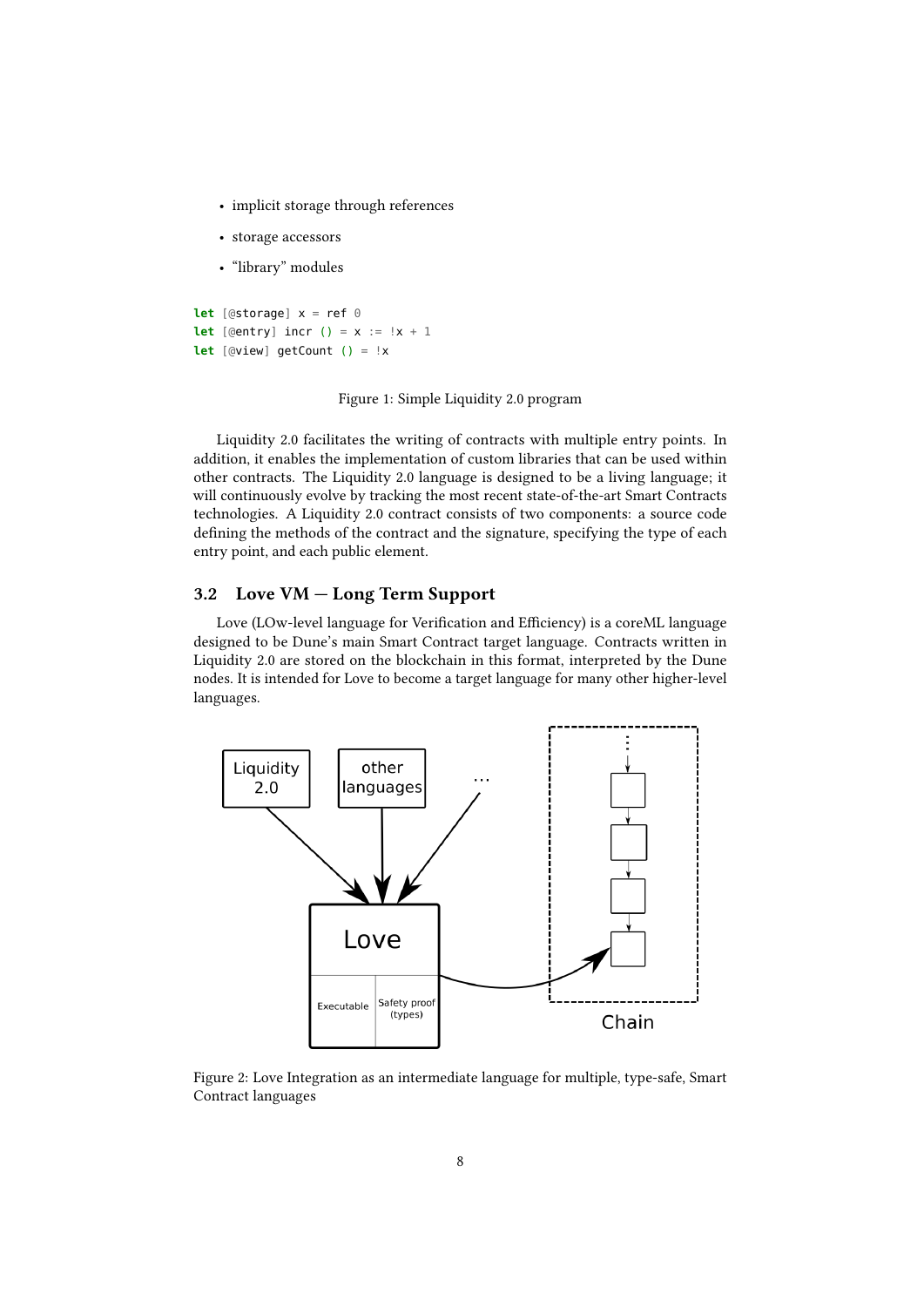- implicit storage through references
- storage accessors
- "library" modules

```
let [@storage] x = ref 0
let [@entry] incr () = x := !x + 1
let [@view] getCount () = !x
```

Figure 1: Simple Liquidity 2.0 program

Liquidity 2.0 facilitates the writing of contracts with multiple entry points. In addition, it enables the implementation of custom libraries that can be used within other contracts. The Liquidity 2.0 language is designed to be a living language; it will continuously evolve by tracking the most recent state-of-the-art Smart Contracts technologies. A Liquidity 2.0 contract consists of two components: a source code defining the methods of the contract and the signature, specifying the type of each entry point, and each public element.

### 3.2 Love VM — Long Term Support

Love (LOw-level language for Verification and Efficiency) is a coreML language designed to be Dune's main Smart Contract target language. Contracts written in Liquidity 2.0 are stored on the blockchain in this format, interpreted by the Dune nodes. It is intended for Love to become a target language for many other higher-level languages.

Figure 2: Love Integration as an intermediate language for multiple, type-safe, Smart Contract languages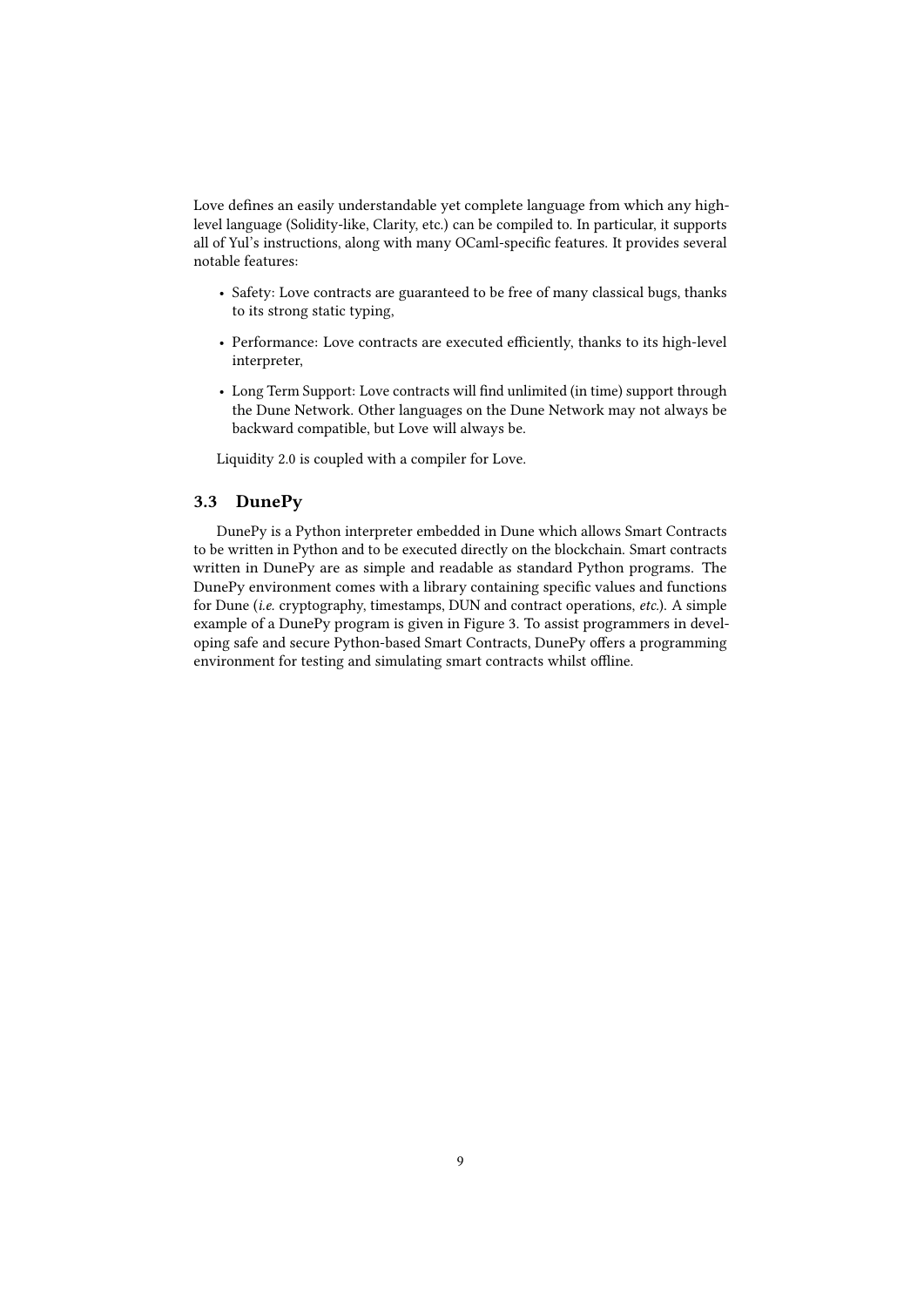Love defines an easily understandable yet complete language from which any high-level language (Solidity-like, Clarity, etc.) can be compiled to. In particular, it supports all of Yul's instructions, along with many OCaml-specific features. It provides several notable features:

- Safety: Love contracts are guaranteed to be free of many classical bugs, thanks to its strong static typing,
- Performance: Love contracts are executed efficiently, thanks to its high-level interpreter,
- Long Term Support: Love contracts will find unlimited (in time) support through the Dune Network. Other languages on the Dune Network may not always be backward compatible, but Love will always be.

Liquidity 2.0 is coupled with a compiler for Love.

### 3.3 DunePy

DunePy is a Python interpreter embedded in Dune which allows Smart Contracts to be written in Python and to be executed directly on the blockchain. Smart contracts written in DunePy are as simple and readable as standard Python programs. The DunePy environment comes with a library containing specific values and functions for Dune (*i.e.* cryptography, timestamps, DUN and contract operations, *etc.*). A simple example of a DunePy program is given in Figure 3. To assist programmers in developing safe and secure Python-based Smart Contracts, DunePy offers a programming environment for testing and simulating smart contracts whilst offline.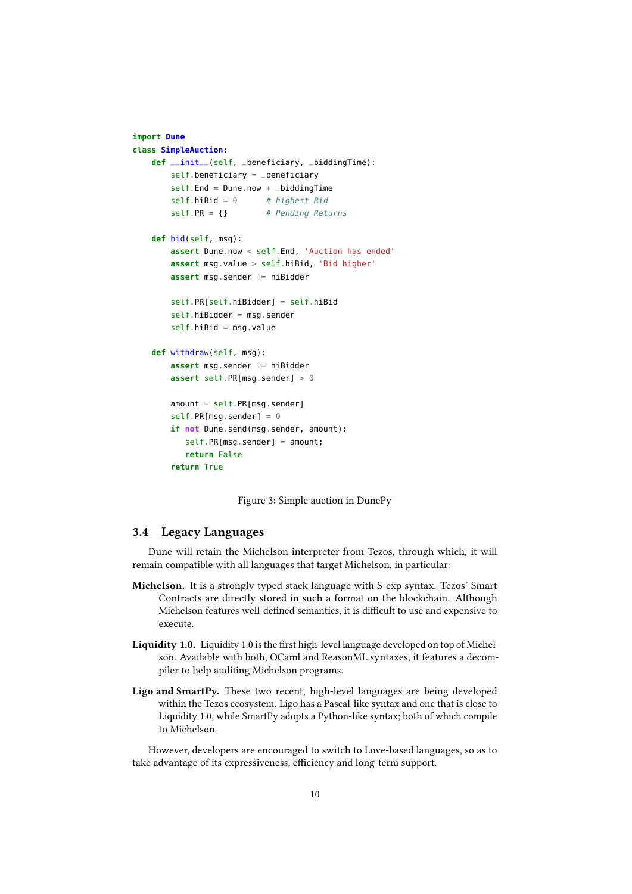```python
import Dune
class SimpleAuction:
    def __init__(self, _beneficiary, _biddingTime):
        self.beneficiary = _beneficiary
        self.End = Dune.now + _biddingTime
        self.hiBid = 0      # highest Bid
        self.PR = {}        # Pending Returns

    def bid(self, msg):
        assert Dune.now < self.End, 'Auction has ended'
        assert msg.value > self.hiBid, 'Bid higher'
        assert msg.sender != hiBidder

        self.PR[self.hiBidder] = self.hiBid
        self.hiBidder = msg.sender
        self.hiBid = msg.value

    def withdraw(self, msg):
        assert msg.sender != hiBidder
        assert self.PR[msg.sender] > 0

        amount = self.PR[msg.sender]
        self.PR[msg.sender] = 0
        if not Dune.send(msg.sender, amount):
           self.PR[msg.sender] = amount;
           return False
        return True
```

Figure 3: Simple auction in DunePy

## 3.4 Legacy Languages

Dune will retain the Michelson interpreter from Tezos, through which, it will remain compatible with all languages that target Michelson, in particular:

**Michelson.** It is a strongly typed stack language with S-exp syntax. Tezos' Smart Contracts are directly stored in such a format on the blockchain. Although Michelson features well-defined semantics, it is difficult to use and expensive to execute.

**Liquidity 1.0.** Liquidity 1.0 is the first high-level language developed on top of Michelson. Available with both, OCaml and ReasonML syntaxes, it features a decompiler to help auditing Michelson programs.

**Ligo and SmartPy.** These two recent, high-level languages are being developed within the Tezos ecosystem. Ligo has a Pascal-like syntax and one that is close to Liquidity 1.0, while SmartPy adopts a Python-like syntax; both of which compile to Michelson.

However, developers are encouraged to switch to Love-based languages, so as to take advantage of its expressiveness, efficiency and long-term support.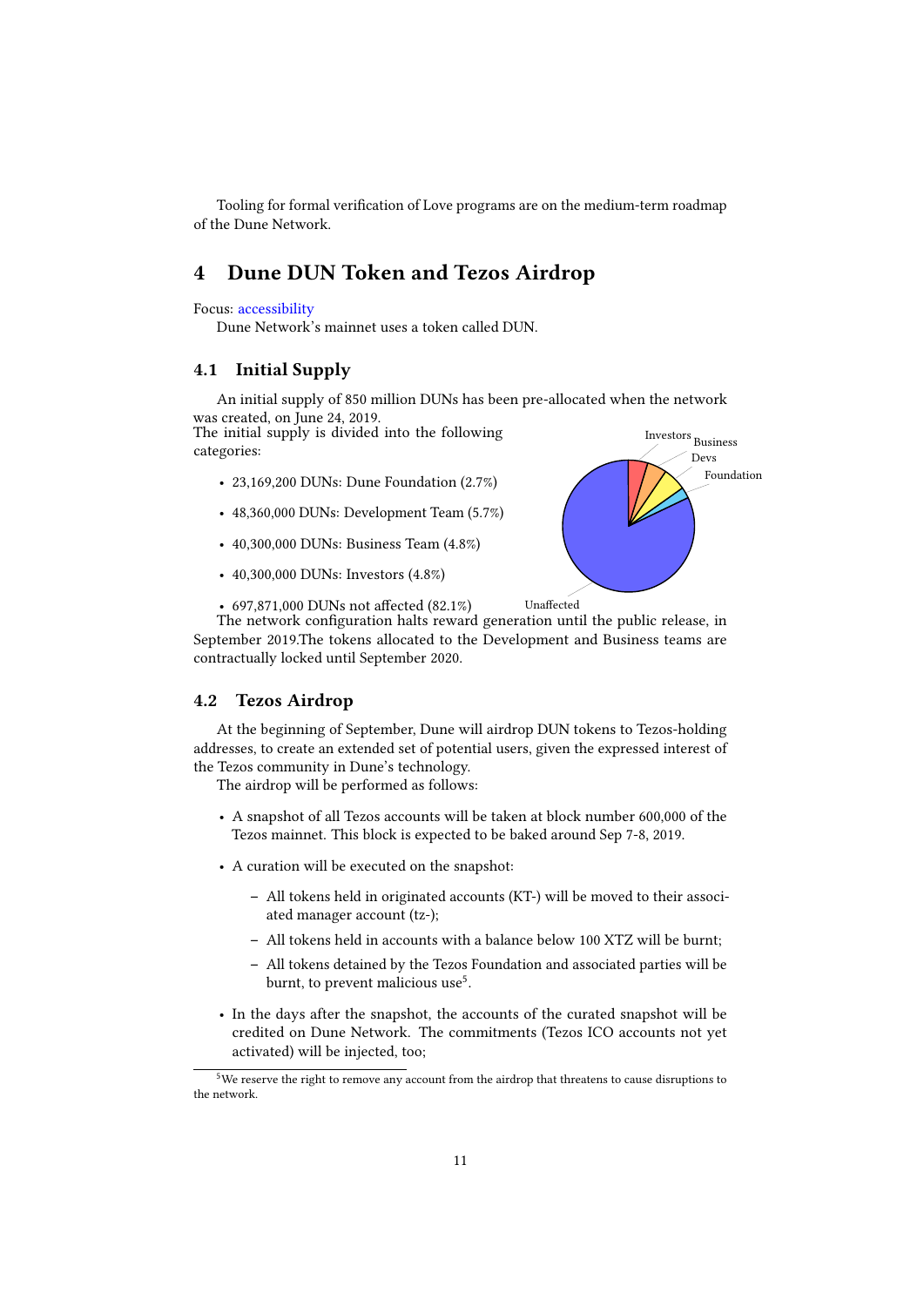Tooling for formal verification of Love programs are on the medium-term roadmap of the Dune Network.

# 4 Dune DUN Token and Tezos Airdrop

Focus: accessibility

Dune Network's mainnet uses a token called DUN.

## 4.1 Initial Supply

An initial supply of 850 million DUNs has been pre-allocated when the network was created, on June 24, 2019.

The initial supply is divided into the following categories:

- 23,169,200 DUNs: Dune Foundation (2.7%)
- 48,360,000 DUNs: Development Team (5.7%)
- 40,300,000 DUNs: Business Team (4.8%)
- 40,300,000 DUNs: Investors (4.8%)
- 697,871,000 DUNs not affected (82.1%)

The network configuration halts reward generation until the public release, in September 2019.The tokens allocated to the Development and Business teams are contractually locked until September 2020.

## 4.2 Tezos Airdrop

At the beginning of September, Dune will airdrop DUN tokens to Tezos-holding addresses, to create an extended set of potential users, given the expressed interest of the Tezos community in Dune's technology.

The airdrop will be performed as follows:

- A snapshot of all Tezos accounts will be taken at block number 600,000 of the Tezos mainnet. This block is expected to be baked around Sep 7-8, 2019.
- A curation will be executed on the snapshot:
  - All tokens held in originated accounts (KT-) will be moved to their associated manager account (tz-);
  - All tokens held in accounts with a balance below 100 XTZ will be burnt;
  - All tokens detained by the Tezos Foundation and associated parties will be burnt, to prevent malicious use[5].
- In the days after the snapshot, the accounts of the curated snapshot will be credited on Dune Network. The commitments (Tezos ICO accounts not yet activated) will be injected, too;

[5]We reserve the right to remove any account from the airdrop that threatens to cause disruptions to the network.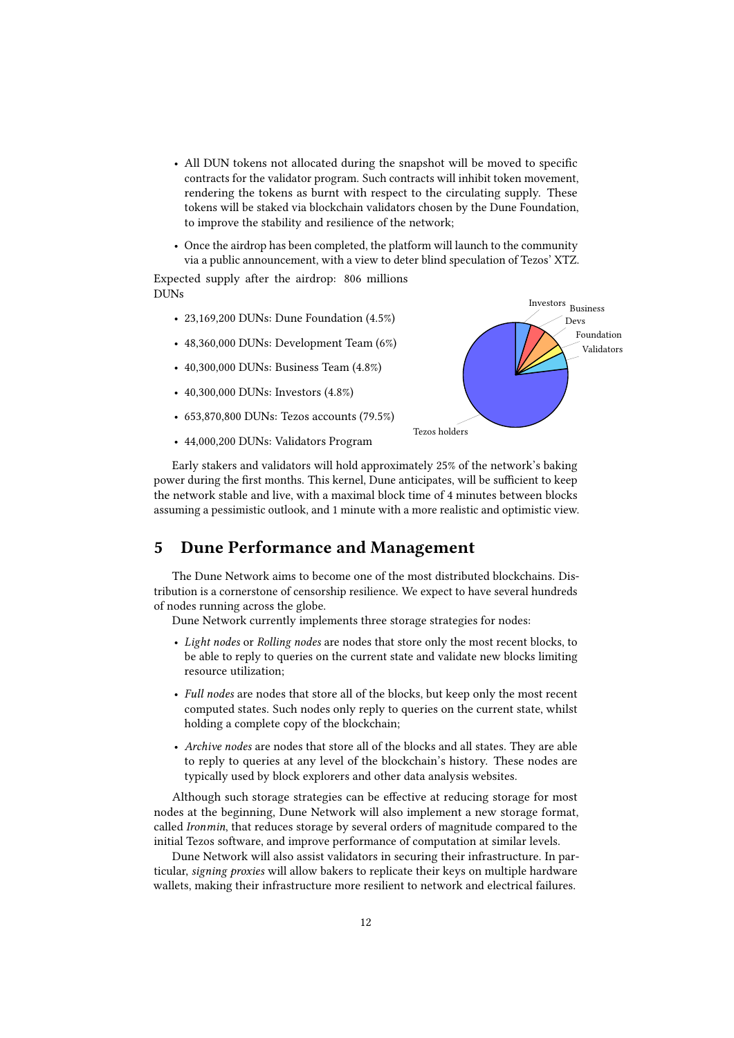- All DUN tokens not allocated during the snapshot will be moved to specific contracts for the validator program. Such contracts will inhibit token movement, rendering the tokens as burnt with respect to the circulating supply. These tokens will be staked via blockchain validators chosen by the Dune Foundation, to improve the stability and resilience of the network;
- Once the airdrop has been completed, the platform will launch to the community via a public announcement, with a view to deter blind speculation of Tezos' XTZ.

Expected supply after the airdrop: 806 millions DUNs

- 23,169,200 DUNs: Dune Foundation (4.5%)
- 48,360,000 DUNs: Development Team (6%)
- 40,300,000 DUNs: Business Team (4.8%)
- 40,300,000 DUNs: Investors (4.8%)
- 653,870,800 DUNs: Tezos accounts (79.5%)
- 44,000,200 DUNs: Validators Program

Early stakers and validators will hold approximately 25% of the network's baking power during the first months. This kernel, Dune anticipates, will be sufficient to keep the network stable and live, with a maximal block time of 4 minutes between blocks assuming a pessimistic outlook, and 1 minute with a more realistic and optimistic view.

## 5 Dune Performance and Management

The Dune Network aims to become one of the most distributed blockchains. Distribution is a cornerstone of censorship resilience. We expect to have several hundreds of nodes running across the globe.

Dune Network currently implements three storage strategies for nodes:

- *Light nodes* or *Rolling nodes* are nodes that store only the most recent blocks, to be able to reply to queries on the current state and validate new blocks limiting resource utilization;
- *Full nodes* are nodes that store all of the blocks, but keep only the most recent computed states. Such nodes only reply to queries on the current state, whilst holding a complete copy of the blockchain;
- *Archive nodes* are nodes that store all of the blocks and all states. They are able to reply to queries at any level of the blockchain's history. These nodes are typically used by block explorers and other data analysis websites.

Although such storage strategies can be effective at reducing storage for most nodes at the beginning, Dune Network will also implement a new storage format, called *Ironmin*, that reduces storage by several orders of magnitude compared to the initial Tezos software, and improve performance of computation at similar levels.

Dune Network will also assist validators in securing their infrastructure. In particular, *signing proxies* will allow bakers to replicate their keys on multiple hardware wallets, making their infrastructure more resilient to network and electrical failures.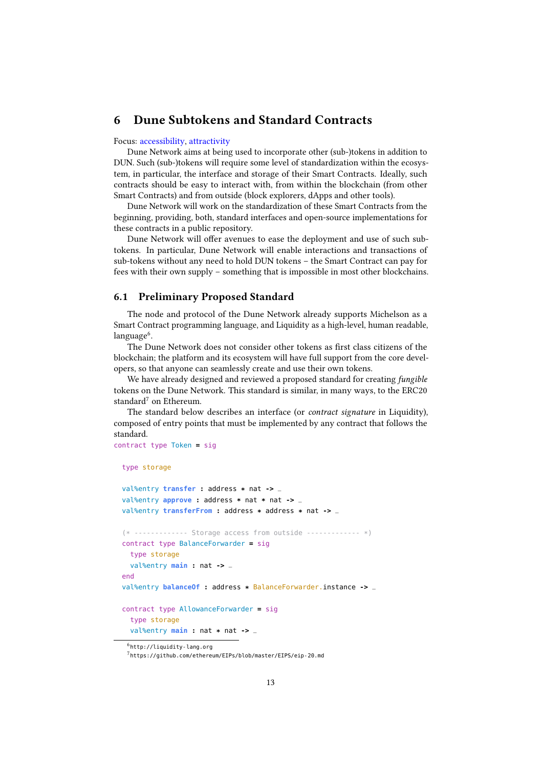# 6 Dune Subtokens and Standard Contracts

Focus: accessibility, attractivity

Dune Network aims at being used to incorporate other (sub-)tokens in addition to DUN. Such (sub-)tokens will require some level of standardization within the ecosystem, in particular, the interface and storage of their Smart Contracts. Ideally, such contracts should be easy to interact with, from within the blockchain (from other Smart Contracts) and from outside (block explorers, dApps and other tools).

Dune Network will work on the standardization of these Smart Contracts from the beginning, providing, both, standard interfaces and open-source implementations for these contracts in a public repository.

Dune Network will offer avenues to ease the deployment and use of such sub-tokens. In particular, Dune Network will enable interactions and transactions of sub-tokens without any need to hold DUN tokens – the Smart Contract can pay for fees with their own supply – something that is impossible in most other blockchains.

## 6.1 Preliminary Proposed Standard

The node and protocol of the Dune Network already supports Michelson as a Smart Contract programming language, and Liquidity as a high-level, human readable, language[6].

The Dune Network does not consider other tokens as first class citizens of the blockchain; the platform and its ecosystem will have full support from the core developers, so that anyone can seamlessly create and use their own tokens.

We have already designed and reviewed a proposed standard for creating *fungible* tokens on the Dune Network. This standard is similar, in many ways, to the ERC20 standard[7] on Ethereum.

The standard below describes an interface (or *contract signature* in Liquidity), composed of entry points that must be implemented by any contract that follows the standard.

```
contract type Token = sig

  type storage

  val%entry transfer : address * nat -> _
  val%entry approve : address * nat * nat -> _
  val%entry transferFrom : address * address * nat -> _

  (* ------------- Storage access from outside ------------- *)
  contract type BalanceForwarder = sig
    type storage
    val%entry main : nat -> _
  end
  val%entry balanceOf : address * BalanceForwarder.instance -> _

  contract type AllowanceForwarder = sig
    type storage
    val%entry main : nat * nat -> _
```

[6] http://liquidity-lang.org

[7] https://github.com/ethereum/EIPs/blob/master/EIPS/eip-20.md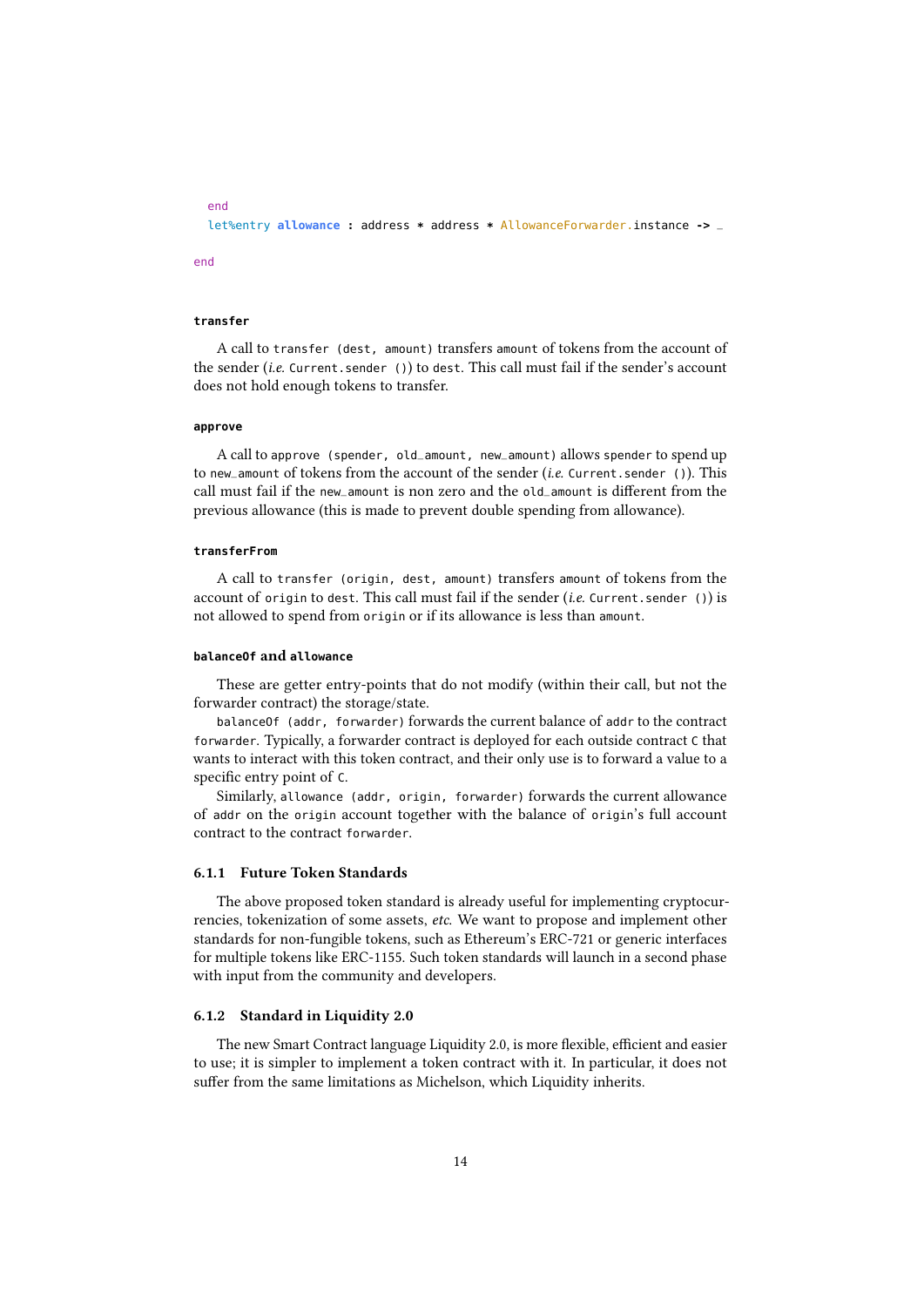```
  end
  let%entry allowance : address * address * AllowanceForwarder.instance -> _

end
```

**transfer**

A call to `transfer (dest, amount)` transfers `amount` of tokens from the account of the sender (*i.e.* `Current.sender ()`) to `dest`. This call must fail if the sender's account does not hold enough tokens to transfer.

**approve**

A call to `approve (spender, old_amount, new_amount)` allows `spender` to spend up to `new_amount` of tokens from the account of the sender (*i.e.* `Current.sender ()`). This call must fail if the `new_amount` is non zero and the `old_amount` is different from the previous allowance (this is made to prevent double spending from allowance).

**transferFrom**

A call to `transfer (origin, dest, amount)` transfers `amount` of tokens from the account of `origin` to `dest`. This call must fail if the sender (*i.e.* `Current.sender ()`) is not allowed to spend from `origin` or if its allowance is less than `amount`.

**balanceOf and allowance**

These are getter entry-points that do not modify (within their call, but not the forwarder contract) the storage/state.

`balanceOf (addr, forwarder)` forwards the current balance of `addr` to the contract `forwarder`. Typically, a forwarder contract is deployed for each outside contract `C` that wants to interact with this token contract, and their only use is to forward a value to a specific entry point of `C`.

Similarly, `allowance (addr, origin, forwarder)` forwards the current allowance of `addr` on the `origin` account together with the balance of `origin`'s full account contract to the contract `forwarder`.

### 6.1.1 Future Token Standards

The above proposed token standard is already useful for implementing cryptocurrencies, tokenization of some assets, *etc.* We want to propose and implement other standards for non-fungible tokens, such as Ethereum's ERC-721 or generic interfaces for multiple tokens like ERC-1155. Such token standards will launch in a second phase with input from the community and developers.

### 6.1.2 Standard in Liquidity 2.0

The new Smart Contract language Liquidity 2.0, is more flexible, efficient and easier to use; it is simpler to implement a token contract with it. In particular, it does not suffer from the same limitations as Michelson, which Liquidity inherits.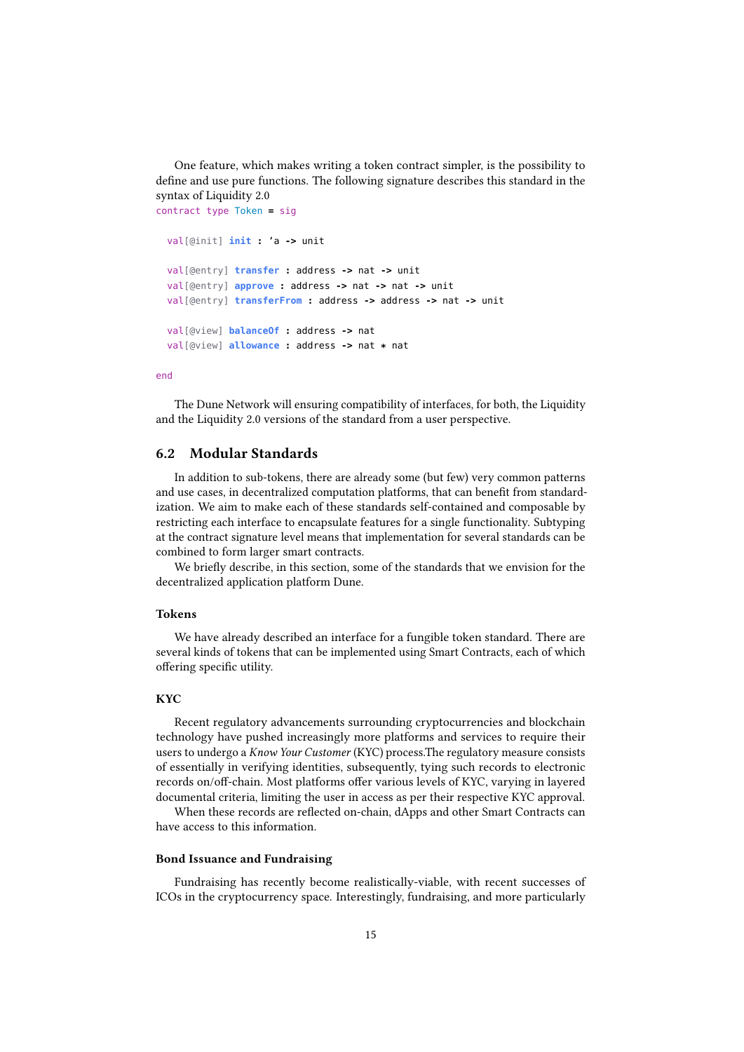One feature, which makes writing a token contract simpler, is the possibility to define and use pure functions. The following signature describes this standard in the syntax of Liquidity 2.0

```
contract type Token = sig

  val[@init] init : 'a -> unit

  val[@entry] transfer : address -> nat -> unit
  val[@entry] approve : address -> nat -> nat -> unit
  val[@entry] transferFrom : address -> address -> nat -> unit

  val[@view] balanceOf : address -> nat
  val[@view] allowance : address -> nat * nat

end
```

The Dune Network will ensuring compatibility of interfaces, for both, the Liquidity and the Liquidity 2.0 versions of the standard from a user perspective.

## 6.2 Modular Standards

In addition to sub-tokens, there are already some (but few) very common patterns and use cases, in decentralized computation platforms, that can benefit from standardization. We aim to make each of these standards self-contained and composable by restricting each interface to encapsulate features for a single functionality. Subtyping at the contract signature level means that implementation for several standards can be combined to form larger smart contracts.

We briefly describe, in this section, some of the standards that we envision for the decentralized application platform Dune.

### Tokens

We have already described an interface for a fungible token standard. There are several kinds of tokens that can be implemented using Smart Contracts, each of which offering specific utility.

### KYC

Recent regulatory advancements surrounding cryptocurrencies and blockchain technology have pushed increasingly more platforms and services to require their users to undergo a *Know Your Customer* (KYC) process.The regulatory measure consists of essentially in verifying identities, subsequently, tying such records to electronic records on/off-chain. Most platforms offer various levels of KYC, varying in layered documental criteria, limiting the user in access as per their respective KYC approval.

When these records are reflected on-chain, dApps and other Smart Contracts can have access to this information.

### Bond Issuance and Fundraising

Fundraising has recently become realistically-viable, with recent successes of ICOs in the cryptocurrency space. Interestingly, fundraising, and more particularly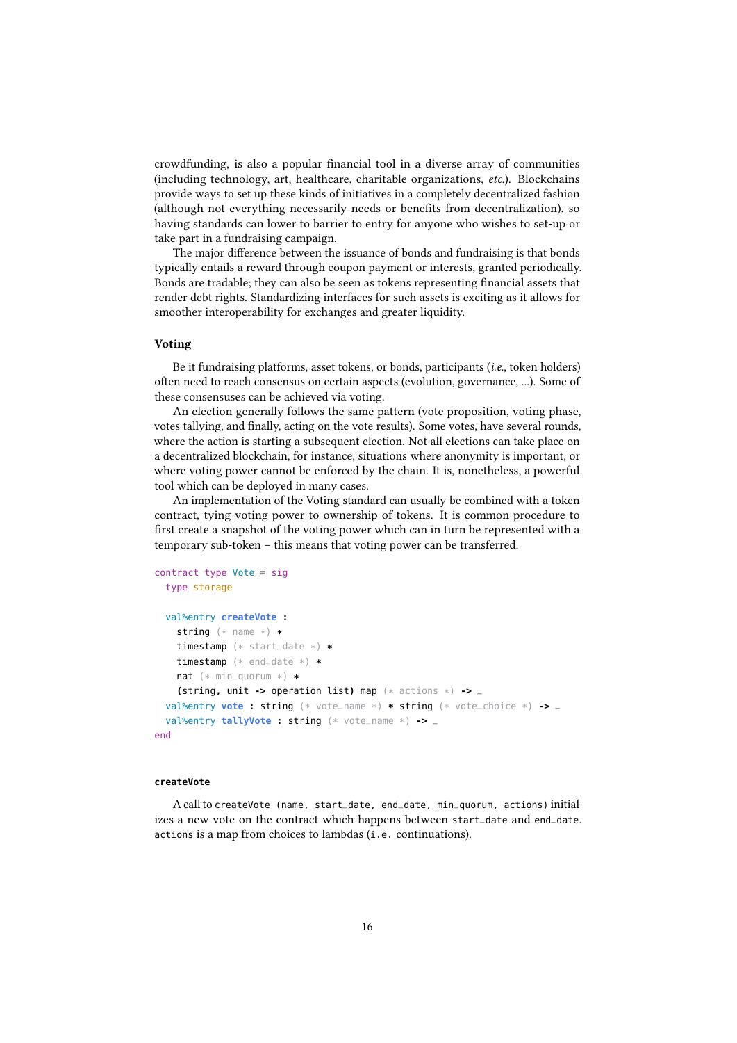crowdfunding, is also a popular financial tool in a diverse array of communities (including technology, art, healthcare, charitable organizations, *etc.*). Blockchains provide ways to set up these kinds of initiatives in a completely decentralized fashion (although not everything necessarily needs or benefits from decentralization), so having standards can lower to barrier to entry for anyone who wishes to set-up or take part in a fundraising campaign.

The major difference between the issuance of bonds and fundraising is that bonds typically entails a reward through coupon payment or interests, granted periodically. Bonds are tradable; they can also be seen as tokens representing financial assets that render debt rights. Standardizing interfaces for such assets is exciting as it allows for smoother interoperability for exchanges and greater liquidity.

### Voting

Be it fundraising platforms, asset tokens, or bonds, participants (*i.e.*, token holders) often need to reach consensus on certain aspects (evolution, governance, ...). Some of these consensuses can be achieved via voting.

An election generally follows the same pattern (vote proposition, voting phase, votes tallying, and finally, acting on the vote results). Some votes, have several rounds, where the action is starting a subsequent election. Not all elections can take place on a decentralized blockchain, for instance, situations where anonymity is important, or where voting power cannot be enforced by the chain. It is, nonetheless, a powerful tool which can be deployed in many cases.

An implementation of the Voting standard can usually be combined with a token contract, tying voting power to ownership of tokens. It is common procedure to first create a snapshot of the voting power which can in turn be represented with a temporary sub-token – this means that voting power can be transferred.

```
contract type Vote = sig
  type storage

  val%entry createVote :
    string (* name *) *
    timestamp (* start_date *) *
    timestamp (* end_date *) *
    nat (* min_quorum *) *
    (string, unit -> operation list) map (* actions *) -> _
  val%entry vote : string (* vote_name *) * string (* vote_choice *) -> _
  val%entry tallyVote : string (* vote_name *) -> _
end
```

#### `createVote`

A call to `createVote (name, start_date, end_date, min_quorum, actions)` initializes a new vote on the contract which happens between `start_date` and `end_date`. `actions` is a map from choices to lambdas (`i.e.` continuations).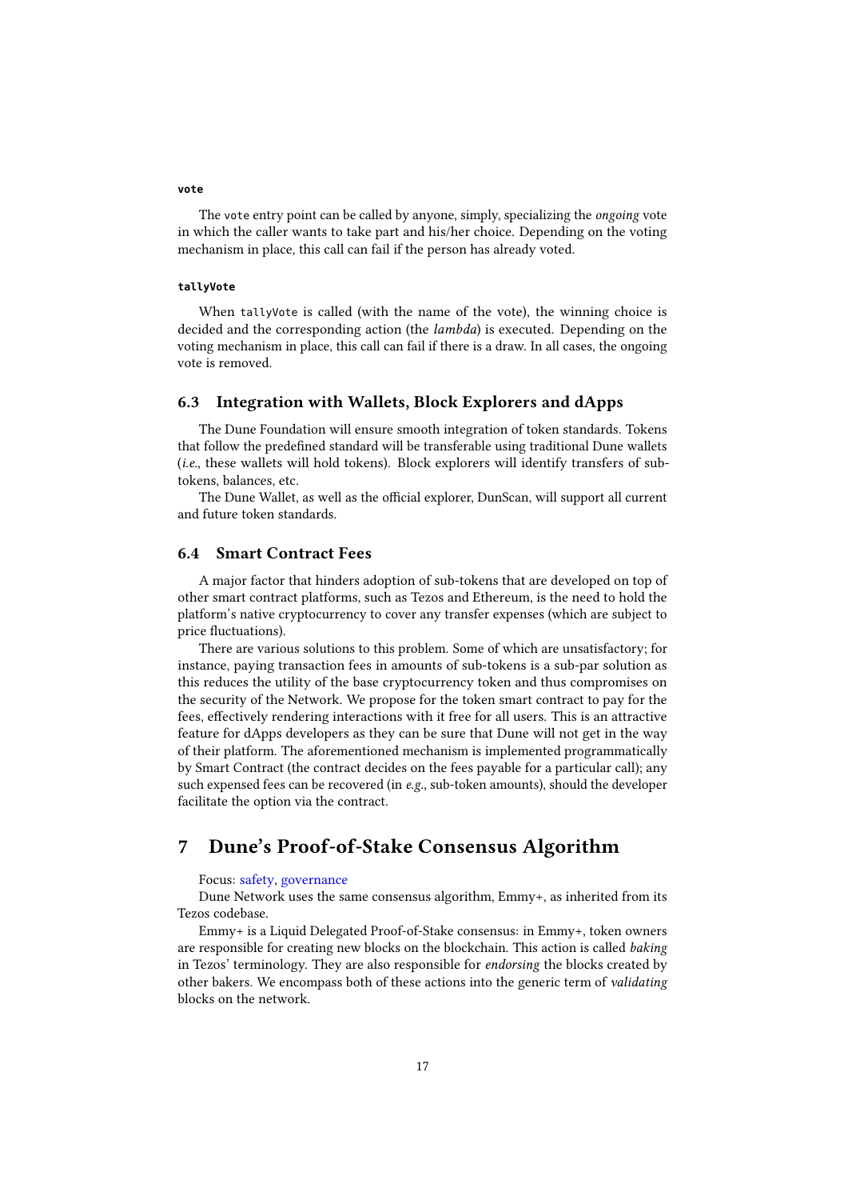#### `vote`

The `vote` entry point can be called by anyone, simply, specializing the *ongoing* vote in which the caller wants to take part and his/her choice. Depending on the voting mechanism in place, this call can fail if the person has already voted.

#### `tallyVote`

When `tallyVote` is called (with the name of the vote), the winning choice is decided and the corresponding action (the *lambda*) is executed. Depending on the voting mechanism in place, this call can fail if there is a draw. In all cases, the ongoing vote is removed.

### 6.3 Integration with Wallets, Block Explorers and dApps

The Dune Foundation will ensure smooth integration of token standards. Tokens that follow the predefined standard will be transferable using traditional Dune wallets (*i.e.*, these wallets will hold tokens). Block explorers will identify transfers of sub-tokens, balances, etc.

The Dune Wallet, as well as the official explorer, DunScan, will support all current and future token standards.

### 6.4 Smart Contract Fees

A major factor that hinders adoption of sub-tokens that are developed on top of other smart contract platforms, such as Tezos and Ethereum, is the need to hold the platform's native cryptocurrency to cover any transfer expenses (which are subject to price fluctuations).

There are various solutions to this problem. Some of which are unsatisfactory; for instance, paying transaction fees in amounts of sub-tokens is a sub-par solution as this reduces the utility of the base cryptocurrency token and thus compromises on the security of the Network. We propose for the token smart contract to pay for the fees, effectively rendering interactions with it free for all users. This is an attractive feature for dApps developers as they can be sure that Dune will not get in the way of their platform. The aforementioned mechanism is implemented programmatically by Smart Contract (the contract decides on the fees payable for a particular call); any such expensed fees can be recovered (in *e.g.*, sub-token amounts), should the developer facilitate the option via the contract.

## 7 Dune's Proof-of-Stake Consensus Algorithm

Focus: safety, governance

Dune Network uses the same consensus algorithm, Emmy+, as inherited from its Tezos codebase.

Emmy+ is a Liquid Delegated Proof-of-Stake consensus: in Emmy+, token owners are responsible for creating new blocks on the blockchain. This action is called *baking* in Tezos' terminology. They are also responsible for *endorsing* the blocks created by other bakers. We encompass both of these actions into the generic term of *validating* blocks on the network.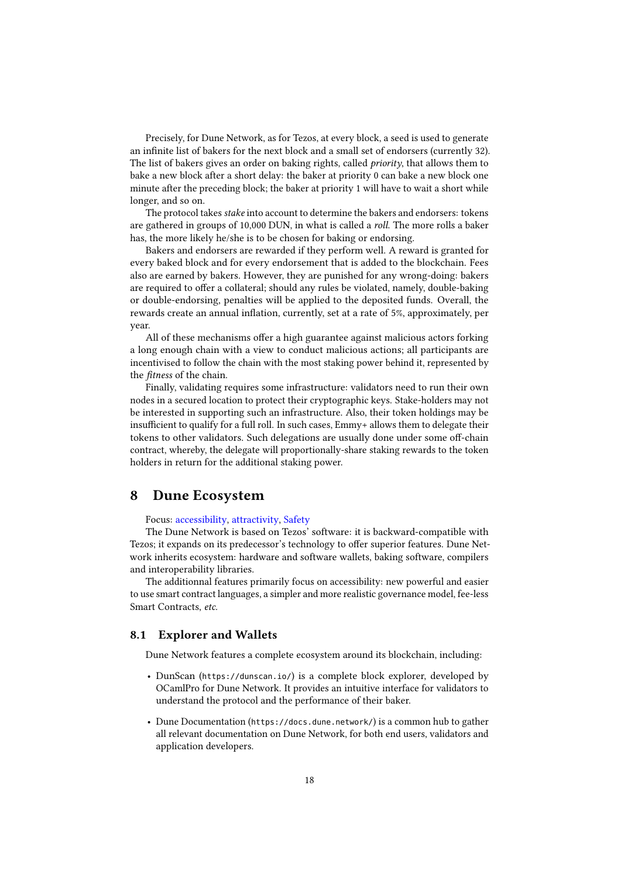Precisely, for Dune Network, as for Tezos, at every block, a seed is used to generate an infinite list of bakers for the next block and a small set of endorsers (currently 32). The list of bakers gives an order on baking rights, called *priority*, that allows them to bake a new block after a short delay: the baker at priority 0 can bake a new block one minute after the preceding block; the baker at priority 1 will have to wait a short while longer, and so on.

The protocol takes *stake* into account to determine the bakers and endorsers: tokens are gathered in groups of 10,000 DUN, in what is called a *roll*. The more rolls a baker has, the more likely he/she is to be chosen for baking or endorsing.

Bakers and endorsers are rewarded if they perform well. A reward is granted for every baked block and for every endorsement that is added to the blockchain. Fees also are earned by bakers. However, they are punished for any wrong-doing: bakers are required to offer a collateral; should any rules be violated, namely, double-baking or double-endorsing, penalties will be applied to the deposited funds. Overall, the rewards create an annual inflation, currently, set at a rate of 5%, approximately, per year.

All of these mechanisms offer a high guarantee against malicious actors forking a long enough chain with a view to conduct malicious actions; all participants are incentivised to follow the chain with the most staking power behind it, represented by the *fitness* of the chain.

Finally, validating requires some infrastructure: validators need to run their own nodes in a secured location to protect their cryptographic keys. Stake-holders may not be interested in supporting such an infrastructure. Also, their token holdings may be insufficient to qualify for a full roll. In such cases, Emmy+ allows them to delegate their tokens to other validators. Such delegations are usually done under some off-chain contract, whereby, the delegate will proportionally-share staking rewards to the token holders in return for the additional staking power.

# 8 Dune Ecosystem

Focus: accessibility, attractivity, Safety

The Dune Network is based on Tezos' software: it is backward-compatible with Tezos; it expands on its predecessor's technology to offer superior features. Dune Network inherits ecosystem: hardware and software wallets, baking software, compilers and interoperability libraries.

The additionnal features primarily focus on accessibility: new powerful and easier to use smart contract languages, a simpler and more realistic governance model, fee-less Smart Contracts, *etc.*

## 8.1 Explorer and Wallets

Dune Network features a complete ecosystem around its blockchain, including:

- DunScan (`https://dunscan.io/`) is a complete block explorer, developed by OCamlPro for Dune Network. It provides an intuitive interface for validators to understand the protocol and the performance of their baker.
- Dune Documentation (`https://docs.dune.network/`) is a common hub to gather all relevant documentation on Dune Network, for both end users, validators and application developers.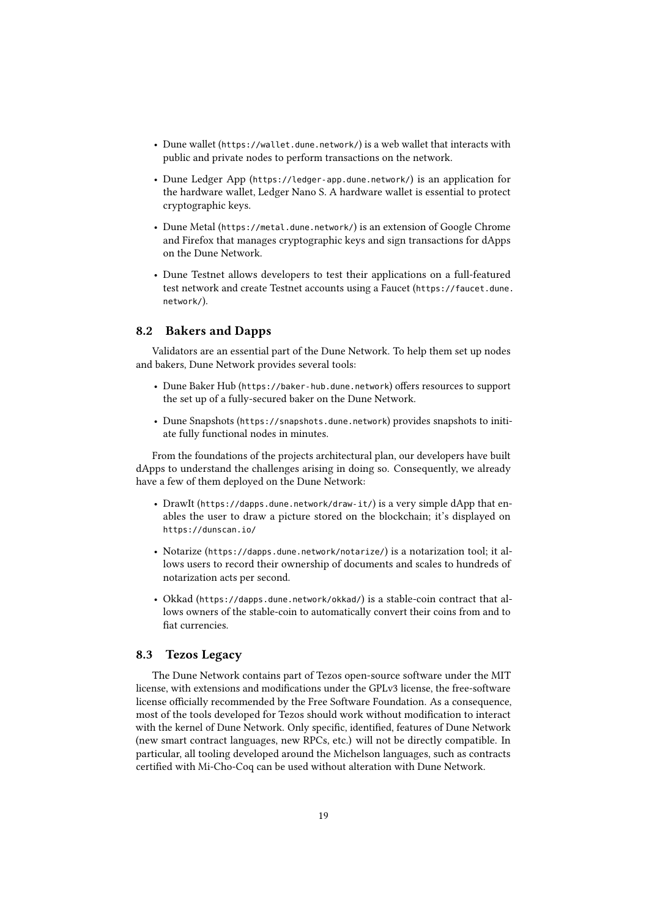- Dune wallet (`https://wallet.dune.network/`) is a web wallet that interacts with public and private nodes to perform transactions on the network.
- Dune Ledger App (`https://ledger-app.dune.network/`) is an application for the hardware wallet, Ledger Nano S. A hardware wallet is essential to protect cryptographic keys.
- Dune Metal (`https://metal.dune.network/`) is an extension of Google Chrome and Firefox that manages cryptographic keys and sign transactions for dApps on the Dune Network.
- Dune Testnet allows developers to test their applications on a full-featured test network and create Testnet accounts using a Faucet (`https://faucet.dune.network/`).

## 8.2 Bakers and Dapps

Validators are an essential part of the Dune Network. To help them set up nodes and bakers, Dune Network provides several tools:

- Dune Baker Hub (`https://baker-hub.dune.network`) offers resources to support the set up of a fully-secured baker on the Dune Network.
- Dune Snapshots (`https://snapshots.dune.network`) provides snapshots to initiate fully functional nodes in minutes.

From the foundations of the projects architectural plan, our developers have built dApps to understand the challenges arising in doing so. Consequently, we already have a few of them deployed on the Dune Network:

- DrawIt (`https://dapps.dune.network/draw-it/`) is a very simple dApp that enables the user to draw a picture stored on the blockchain; it's displayed on `https://dunscan.io/`
- Notarize (`https://dapps.dune.network/notarize/`) is a notarization tool; it allows users to record their ownership of documents and scales to hundreds of notarization acts per second.
- Okkad (`https://dapps.dune.network/okkad/`) is a stable-coin contract that allows owners of the stable-coin to automatically convert their coins from and to fiat currencies.

## 8.3 Tezos Legacy

The Dune Network contains part of Tezos open-source software under the MIT license, with extensions and modifications under the GPLv3 license, the free-software license officially recommended by the Free Software Foundation. As a consequence, most of the tools developed for Tezos should work without modification to interact with the kernel of Dune Network. Only specific, identified, features of Dune Network (new smart contract languages, new RPCs, etc.) will not be directly compatible. In particular, all tooling developed around the Michelson languages, such as contracts certified with Mi-Cho-Coq can be used without alteration with Dune Network.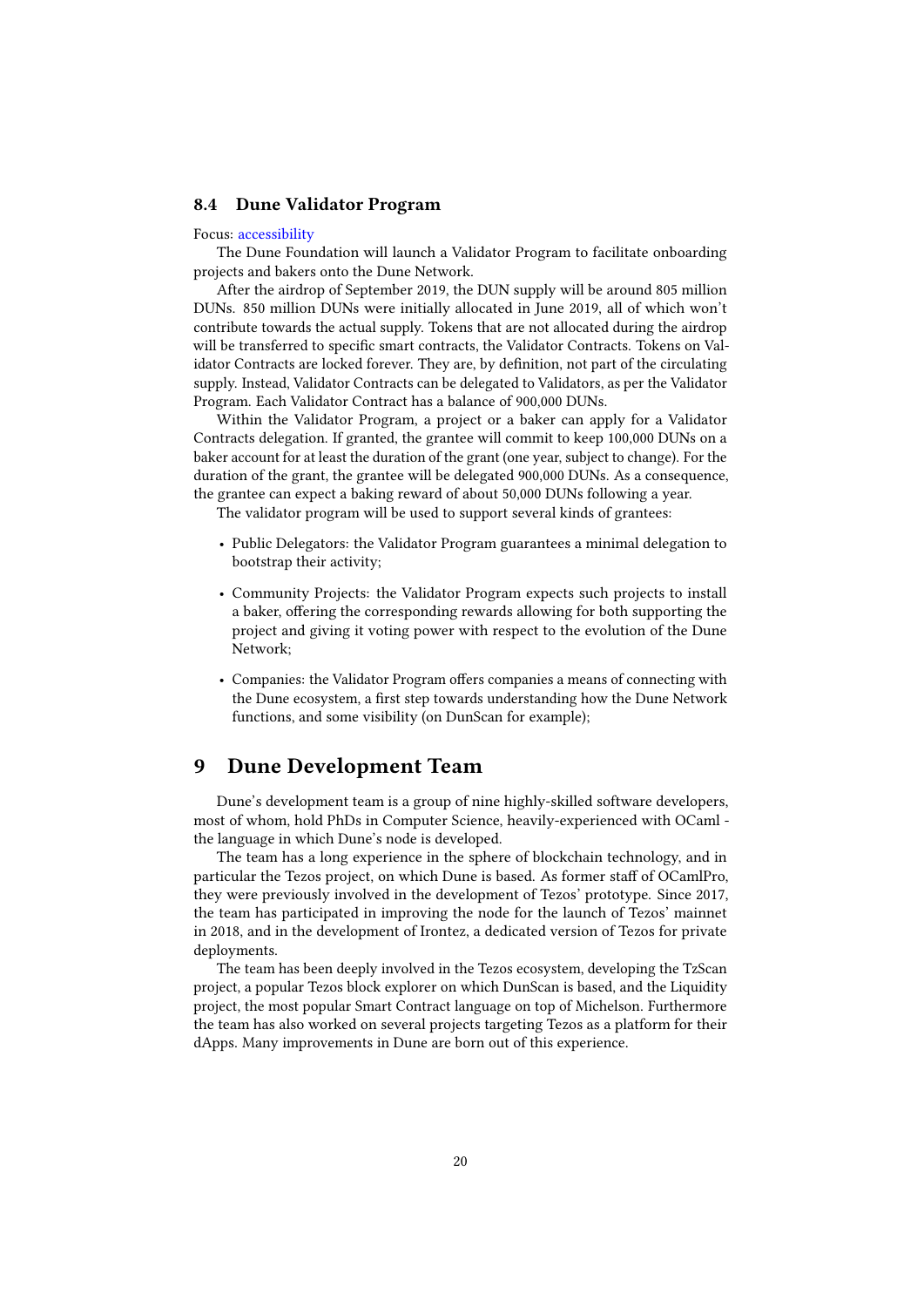### 8.4 Dune Validator Program

Focus: accessibility

The Dune Foundation will launch a Validator Program to facilitate onboarding projects and bakers onto the Dune Network.

After the airdrop of September 2019, the DUN supply will be around 805 million DUNs. 850 million DUNs were initially allocated in June 2019, all of which won't contribute towards the actual supply. Tokens that are not allocated during the airdrop will be transferred to specific smart contracts, the Validator Contracts. Tokens on Validator Contracts are locked forever. They are, by definition, not part of the circulating supply. Instead, Validator Contracts can be delegated to Validators, as per the Validator Program. Each Validator Contract has a balance of 900,000 DUNs.

Within the Validator Program, a project or a baker can apply for a Validator Contracts delegation. If granted, the grantee will commit to keep 100,000 DUNs on a baker account for at least the duration of the grant (one year, subject to change). For the duration of the grant, the grantee will be delegated 900,000 DUNs. As a consequence, the grantee can expect a baking reward of about 50,000 DUNs following a year.

The validator program will be used to support several kinds of grantees:

- Public Delegators: the Validator Program guarantees a minimal delegation to bootstrap their activity;
- Community Projects: the Validator Program expects such projects to install a baker, offering the corresponding rewards allowing for both supporting the project and giving it voting power with respect to the evolution of the Dune Network;
- Companies: the Validator Program offers companies a means of connecting with the Dune ecosystem, a first step towards understanding how the Dune Network functions, and some visibility (on DunScan for example);

## 9 Dune Development Team

Dune's development team is a group of nine highly-skilled software developers, most of whom, hold PhDs in Computer Science, heavily-experienced with OCaml - the language in which Dune's node is developed.

The team has a long experience in the sphere of blockchain technology, and in particular the Tezos project, on which Dune is based. As former staff of OCamlPro, they were previously involved in the development of Tezos' prototype. Since 2017, the team has participated in improving the node for the launch of Tezos' mainnet in 2018, and in the development of Irontez, a dedicated version of Tezos for private deployments.

The team has been deeply involved in the Tezos ecosystem, developing the TzScan project, a popular Tezos block explorer on which DunScan is based, and the Liquidity project, the most popular Smart Contract language on top of Michelson. Furthermore the team has also worked on several projects targeting Tezos as a platform for their dApps. Many improvements in Dune are born out of this experience.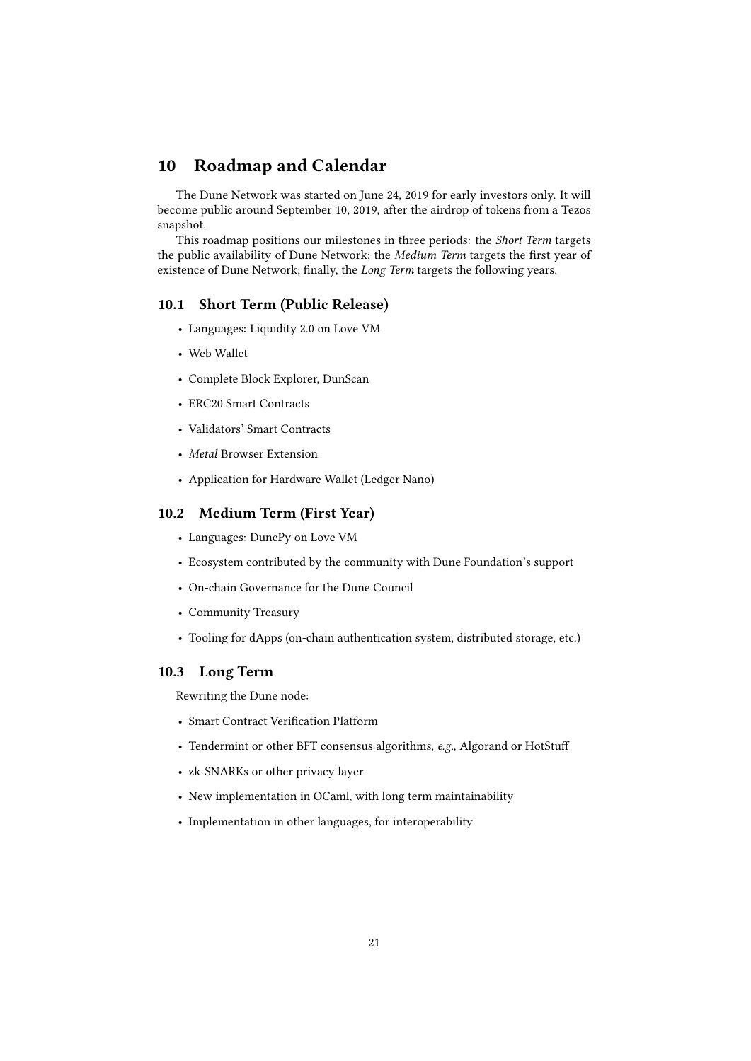## 10 Roadmap and Calendar

The Dune Network was started on June 24, 2019 for early investors only. It will become public around September 10, 2019, after the airdrop of tokens from a Tezos snapshot.

This roadmap positions our milestones in three periods: the *Short Term* targets the public availability of Dune Network; the *Medium Term* targets the first year of existence of Dune Network; finally, the *Long Term* targets the following years.

### 10.1 Short Term (Public Release)

- Languages: Liquidity 2.0 on Love VM
- Web Wallet
- Complete Block Explorer, DunScan
- ERC20 Smart Contracts
- Validators' Smart Contracts
- *Metal* Browser Extension
- Application for Hardware Wallet (Ledger Nano)

### 10.2 Medium Term (First Year)

- Languages: DunePy on Love VM
- Ecosystem contributed by the community with Dune Foundation's support
- On-chain Governance for the Dune Council
- Community Treasury
- Tooling for dApps (on-chain authentication system, distributed storage, etc.)

### 10.3 Long Term

Rewriting the Dune node:

- Smart Contract Verification Platform
- Tendermint or other BFT consensus algorithms, *e.g.*, Algorand or HotStuff
- zk-SNARKs or other privacy layer
- New implementation in OCaml, with long term maintainability
- Implementation in other languages, for interoperability